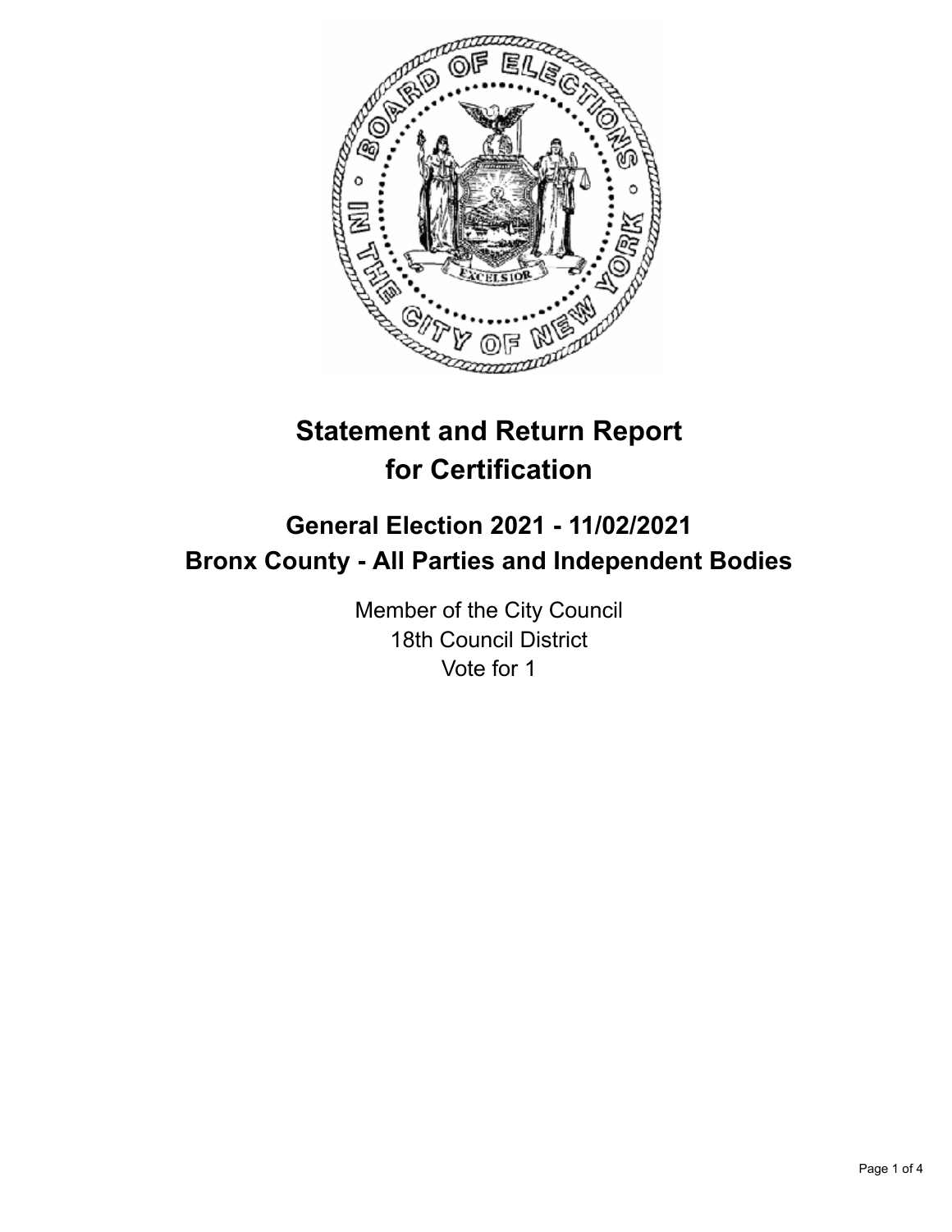# Statement and Return Report for Certification

## General Election 2021 - 11/02/2021
## Bronx County - All Parties and Independent Bodies

Member of the City Council
18th Council District
Vote for 1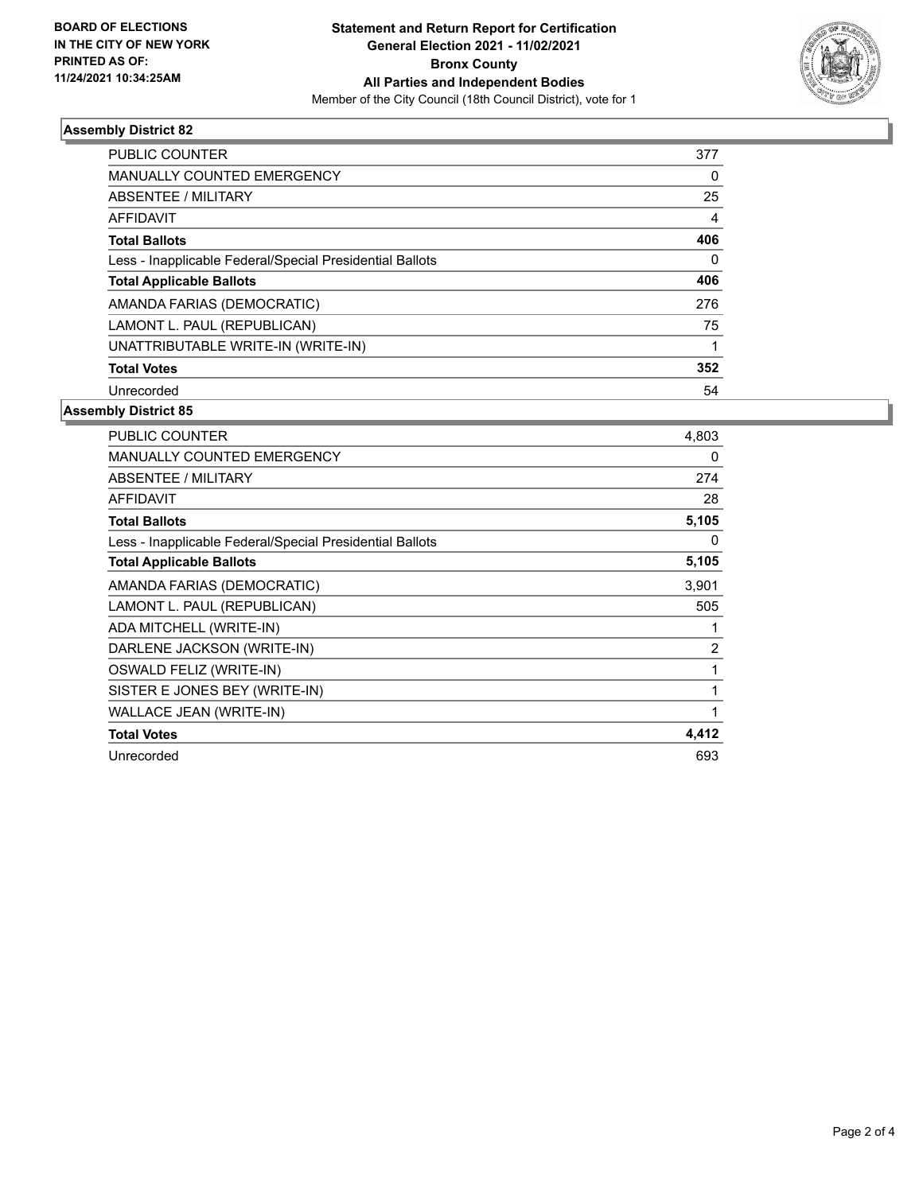**BOARD OF ELECTIONS IN THE CITY OF NEW YORK PRINTED AS OF: 11/24/2021 10:34:25AM**

**Statement and Return Report for Certification General Election 2021 - 11/02/2021 Bronx County All Parties and Independent Bodies**

Member of the City Council (18th Council District), vote for 1

### Assembly District 82

| | |
|---|---|
| PUBLIC COUNTER | 377 |
| MANUALLY COUNTED EMERGENCY | 0 |
| ABSENTEE / MILITARY | 25 |
| AFFIDAVIT | 4 |
| **Total Ballots** | **406** |
| Less - Inapplicable Federal/Special Presidential Ballots | 0 |
| **Total Applicable Ballots** | **406** |
| AMANDA FARIAS (DEMOCRATIC) | 276 |
| LAMONT L. PAUL (REPUBLICAN) | 75 |
| UNATTRIBUTABLE WRITE-IN (WRITE-IN) | 1 |
| **Total Votes** | **352** |
| Unrecorded | 54 |

### Assembly District 85

| | |
|---|---|
| PUBLIC COUNTER | 4,803 |
| MANUALLY COUNTED EMERGENCY | 0 |
| ABSENTEE / MILITARY | 274 |
| AFFIDAVIT | 28 |
| **Total Ballots** | **5,105** |
| Less - Inapplicable Federal/Special Presidential Ballots | 0 |
| **Total Applicable Ballots** | **5,105** |
| AMANDA FARIAS (DEMOCRATIC) | 3,901 |
| LAMONT L. PAUL (REPUBLICAN) | 505 |
| ADA MITCHELL (WRITE-IN) | 1 |
| DARLENE JACKSON (WRITE-IN) | 2 |
| OSWALD FELIZ (WRITE-IN) | 1 |
| SISTER E JONES BEY (WRITE-IN) | 1 |
| WALLACE JEAN (WRITE-IN) | 1 |
| **Total Votes** | **4,412** |
| Unrecorded | 693 |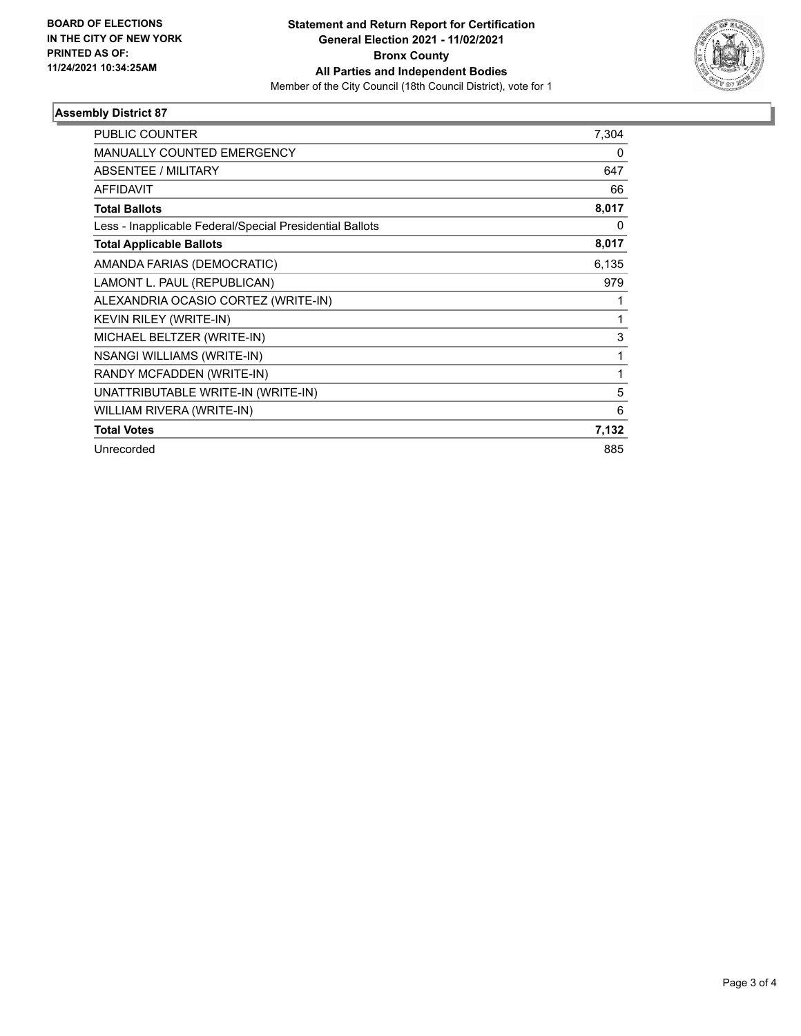**BOARD OF ELECTIONS IN THE CITY OF NEW YORK PRINTED AS OF: 11/24/2021 10:34:25AM**

**Statement and Return Report for Certification General Election 2021 - 11/02/2021 Bronx County All Parties and Independent Bodies**

Member of the City Council (18th Council District), vote for 1

## Assembly District 87

| | |
|---|---|
| PUBLIC COUNTER | 7,304 |
| MANUALLY COUNTED EMERGENCY | 0 |
| ABSENTEE / MILITARY | 647 |
| AFFIDAVIT | 66 |
| **Total Ballots** | **8,017** |
| Less - Inapplicable Federal/Special Presidential Ballots | 0 |
| **Total Applicable Ballots** | **8,017** |
| AMANDA FARIAS (DEMOCRATIC) | 6,135 |
| LAMONT L. PAUL (REPUBLICAN) | 979 |
| ALEXANDRIA OCASIO CORTEZ (WRITE-IN) | 1 |
| KEVIN RILEY (WRITE-IN) | 1 |
| MICHAEL BELTZER (WRITE-IN) | 3 |
| NSANGI WILLIAMS (WRITE-IN) | 1 |
| RANDY MCFADDEN (WRITE-IN) | 1 |
| UNATTRIBUTABLE WRITE-IN (WRITE-IN) | 5 |
| WILLIAM RIVERA (WRITE-IN) | 6 |
| **Total Votes** | **7,132** |
| Unrecorded | 885 |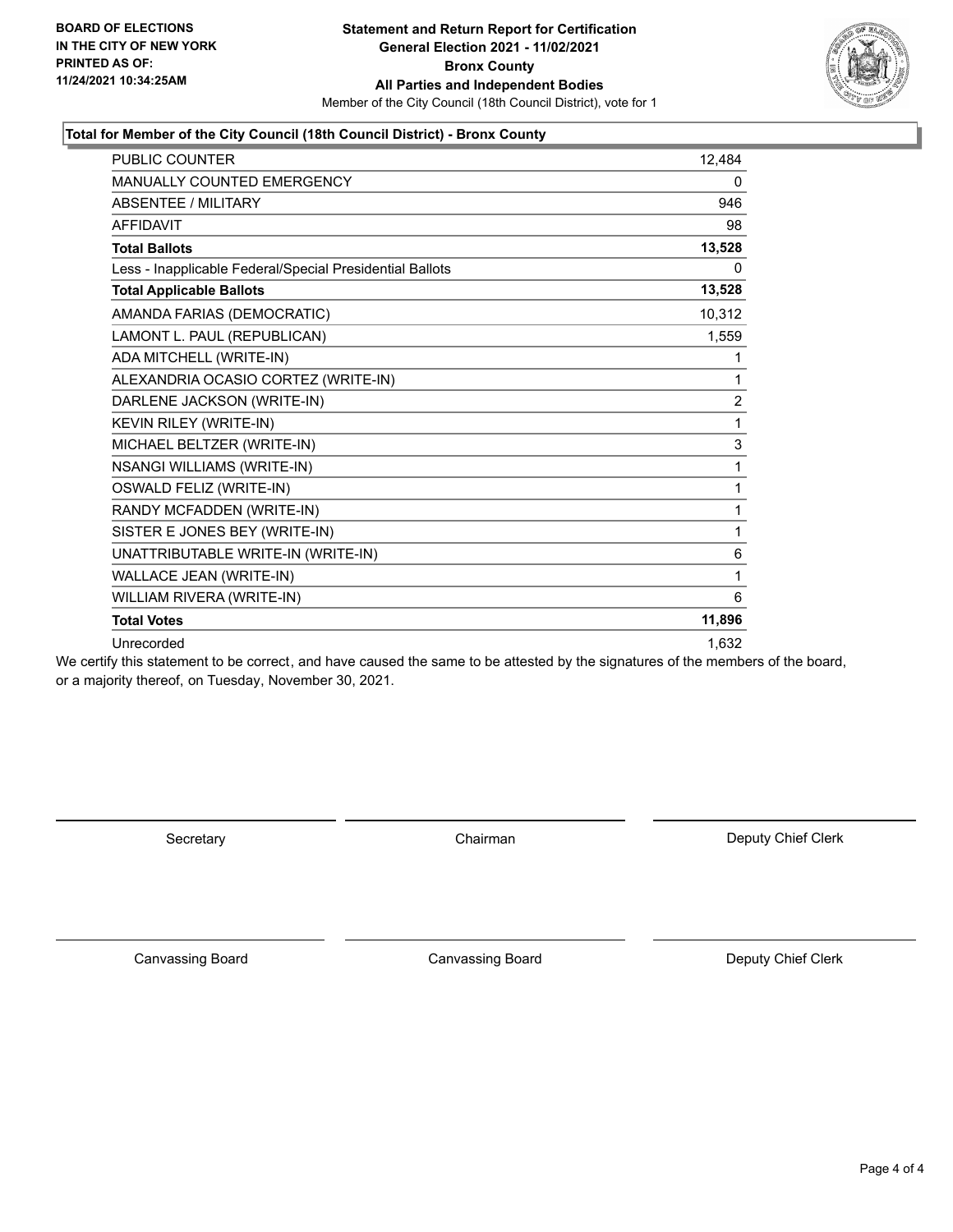**BOARD OF ELECTIONS IN THE CITY OF NEW YORK PRINTED AS OF: 11/24/2021 10:34:25AM**

**Statement and Return Report for Certification General Election 2021 - 11/02/2021 Bronx County All Parties and Independent Bodies**

Member of the City Council (18th Council District), vote for 1

### Total for Member of the City Council (18th Council District) - Bronx County

| | |
|---|---|
| PUBLIC COUNTER | 12,484 |
| MANUALLY COUNTED EMERGENCY | 0 |
| ABSENTEE / MILITARY | 946 |
| AFFIDAVIT | 98 |
| **Total Ballots** | **13,528** |
| Less - Inapplicable Federal/Special Presidential Ballots | 0 |
| **Total Applicable Ballots** | **13,528** |
| AMANDA FARIAS (DEMOCRATIC) | 10,312 |
| LAMONT L. PAUL (REPUBLICAN) | 1,559 |
| ADA MITCHELL (WRITE-IN) | 1 |
| ALEXANDRIA OCASIO CORTEZ (WRITE-IN) | 1 |
| DARLENE JACKSON (WRITE-IN) | 2 |
| KEVIN RILEY (WRITE-IN) | 1 |
| MICHAEL BELTZER (WRITE-IN) | 3 |
| NSANGI WILLIAMS (WRITE-IN) | 1 |
| OSWALD FELIZ (WRITE-IN) | 1 |
| RANDY MCFADDEN (WRITE-IN) | 1 |
| SISTER E JONES BEY (WRITE-IN) | 1 |
| UNATTRIBUTABLE WRITE-IN (WRITE-IN) | 6 |
| WALLACE JEAN (WRITE-IN) | 1 |
| WILLIAM RIVERA (WRITE-IN) | 6 |
| **Total Votes** | **11,896** |
| Unrecorded | 1,632 |

We certify this statement to be correct, and have caused the same to be attested by the signatures of the members of the board, or a majority thereof, on Tuesday, November 30, 2021.

Secretary

Chairman

Deputy Chief Clerk

Canvassing Board

Canvassing Board

Deputy Chief Clerk